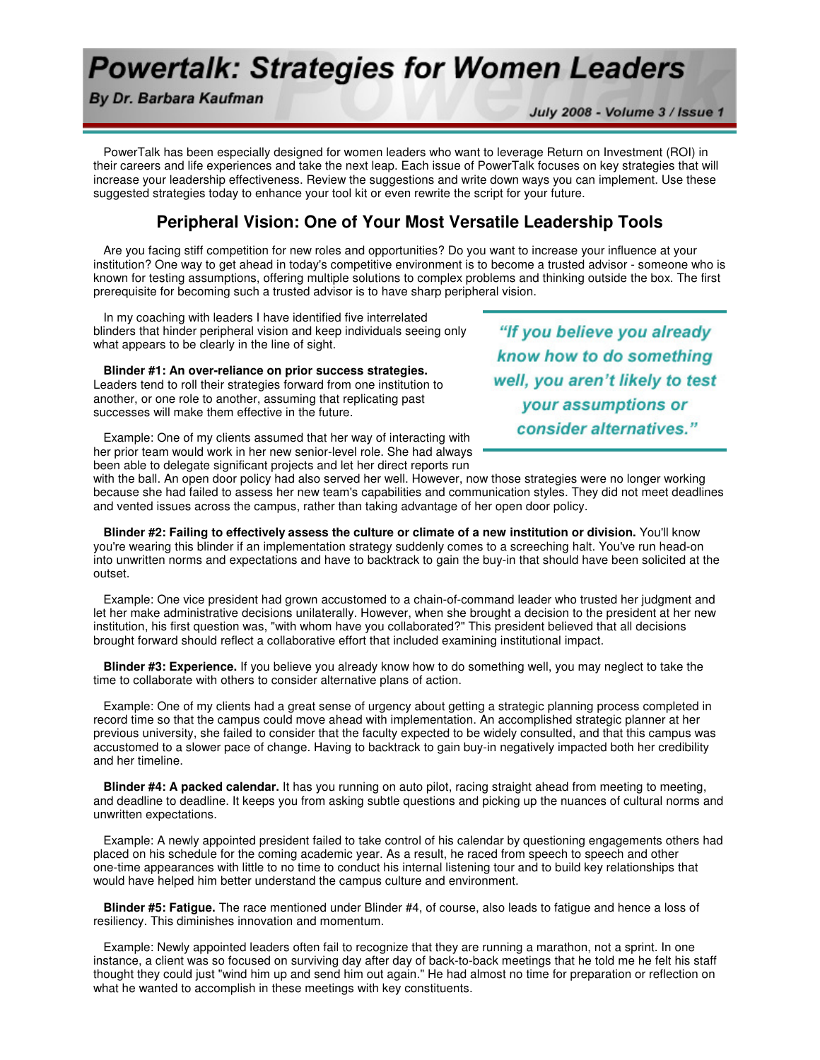# Powertalk: Strategies for Women Leaders

**By Dr. Barbara Kaufman**

*July 2008 - Volume 3 / Issue 1*

PowerTalk has been especially designed for women leaders who want to leverage Return on Investment (ROI) in their careers and life experiences and take the next leap. Each issue of PowerTalk focuses on key strategies that will increase your leadership effectiveness. Review the suggestions and write down ways you can implement. Use these suggested strategies today to enhance your tool kit or even rewrite the script for your future.

## Peripheral Vision: One of Your Most Versatile Leadership Tools

Are you facing stiff competition for new roles and opportunities? Do you want to increase your influence at your institution? One way to get ahead in today's competitive environment is to become a trusted advisor - someone who is known for testing assumptions, offering multiple solutions to complex problems and thinking outside the box. The first prerequisite for becoming such a trusted advisor is to have sharp peripheral vision.

In my coaching with leaders I have identified five interrelated blinders that hinder peripheral vision and keep individuals seeing only what appears to be clearly in the line of sight.

> *"If you believe you already know how to do something well, you aren't likely to test your assumptions or consider alternatives."*

**Blinder #1: An over-reliance on prior success strategies.** Leaders tend to roll their strategies forward from one institution to another, or one role to another, assuming that replicating past successes will make them effective in the future.

Example: One of my clients assumed that her way of interacting with her prior team would work in her new senior-level role. She had always been able to delegate significant projects and let her direct reports run with the ball. An open door policy had also served her well. However, now those strategies were no longer working because she had failed to assess her new team's capabilities and communication styles. They did not meet deadlines and vented issues across the campus, rather than taking advantage of her open door policy.

**Blinder #2: Failing to effectively assess the culture or climate of a new institution or division.** You'll know you're wearing this blinder if an implementation strategy suddenly comes to a screeching halt. You've run head-on into unwritten norms and expectations and have to backtrack to gain the buy-in that should have been solicited at the outset.

Example: One vice president had grown accustomed to a chain-of-command leader who trusted her judgment and let her make administrative decisions unilaterally. However, when she brought a decision to the president at her new institution, his first question was, "with whom have you collaborated?" This president believed that all decisions brought forward should reflect a collaborative effort that included examining institutional impact.

**Blinder #3: Experience.** If you believe you already know how to do something well, you may neglect to take the time to collaborate with others to consider alternative plans of action.

Example: One of my clients had a great sense of urgency about getting a strategic planning process completed in record time so that the campus could move ahead with implementation. An accomplished strategic planner at her previous university, she failed to consider that the faculty expected to be widely consulted, and that this campus was accustomed to a slower pace of change. Having to backtrack to gain buy-in negatively impacted both her credibility and her timeline.

**Blinder #4: A packed calendar.** It has you running on auto pilot, racing straight ahead from meeting to meeting, and deadline to deadline. It keeps you from asking subtle questions and picking up the nuances of cultural norms and unwritten expectations.

Example: A newly appointed president failed to take control of his calendar by questioning engagements others had placed on his schedule for the coming academic year. As a result, he raced from speech to speech and other one-time appearances with little to no time to conduct his internal listening tour and to build key relationships that would have helped him better understand the campus culture and environment.

**Blinder #5: Fatigue.** The race mentioned under Blinder #4, of course, also leads to fatigue and hence a loss of resiliency. This diminishes innovation and momentum.

Example: Newly appointed leaders often fail to recognize that they are running a marathon, not a sprint. In one instance, a client was so focused on surviving day after day of back-to-back meetings that he told me he felt his staff thought they could just "wind him up and send him out again." He had almost no time for preparation or reflection on what he wanted to accomplish in these meetings with key constituents.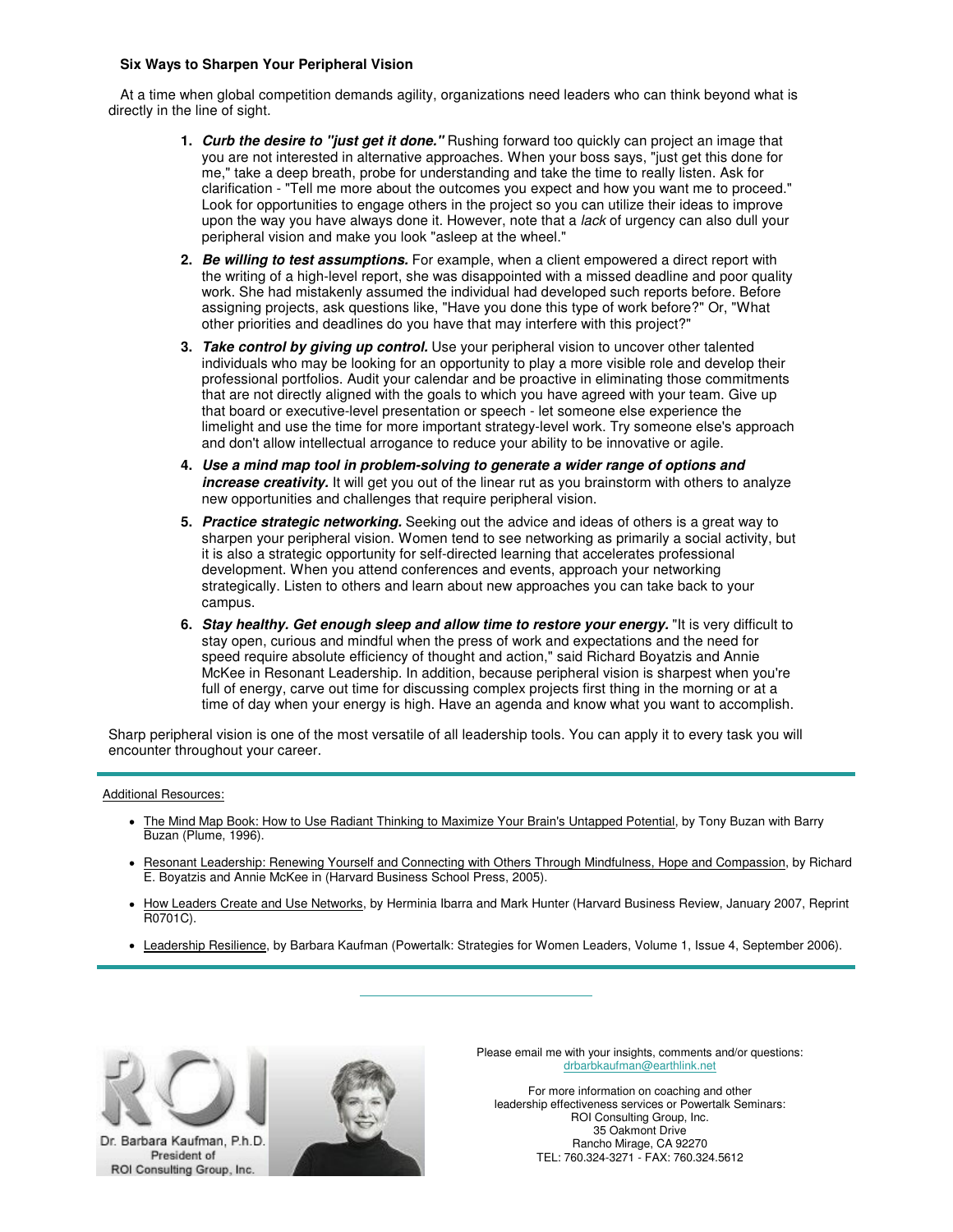**Six Ways to Sharpen Your Peripheral Vision**

At a time when global competition demands agility, organizations need leaders who can think beyond what is directly in the line of sight.

1. ***Curb the desire to "just get it done."*** Rushing forward too quickly can project an image that you are not interested in alternative approaches. When your boss says, "just get this done for me," take a deep breath, probe for understanding and take the time to really listen. Ask for clarification - "Tell me more about the outcomes you expect and how you want me to proceed." Look for opportunities to engage others in the project so you can utilize their ideas to improve upon the way you have always done it. However, note that a *lack* of urgency can also dull your peripheral vision and make you look "asleep at the wheel."
2. ***Be willing to test assumptions.*** For example, when a client empowered a direct report with the writing of a high-level report, she was disappointed with a missed deadline and poor quality work. She had mistakenly assumed the individual had developed such reports before. Before assigning projects, ask questions like, "Have you done this type of work before?" Or, "What other priorities and deadlines do you have that may interfere with this project?"
3. ***Take control by giving up control.*** Use your peripheral vision to uncover other talented individuals who may be looking for an opportunity to play a more visible role and develop their professional portfolios. Audit your calendar and be proactive in eliminating those commitments that are not directly aligned with the goals to which you have agreed with your team. Give up that board or executive-level presentation or speech - let someone else experience the limelight and use the time for more important strategy-level work. Try someone else's approach and don't allow intellectual arrogance to reduce your ability to be innovative or agile.
4. ***Use a mind map tool in problem-solving to generate a wider range of options and increase creativity.*** It will get you out of the linear rut as you brainstorm with others to analyze new opportunities and challenges that require peripheral vision.
5. ***Practice strategic networking.*** Seeking out the advice and ideas of others is a great way to sharpen your peripheral vision. Women tend to see networking as primarily a social activity, but it is also a strategic opportunity for self-directed learning that accelerates professional development. When you attend conferences and events, approach your networking strategically. Listen to others and learn about new approaches you can take back to your campus.
6. ***Stay healthy. Get enough sleep and allow time to restore your energy.*** "It is very difficult to stay open, curious and mindful when the press of work and expectations and the need for speed require absolute efficiency of thought and action," said Richard Boyatzis and Annie McKee in Resonant Leadership. In addition, because peripheral vision is sharpest when you're full of energy, carve out time for discussing complex projects first thing in the morning or at a time of day when your energy is high. Have an agenda and know what you want to accomplish.

Sharp peripheral vision is one of the most versatile of all leadership tools. You can apply it to every task you will encounter throughout your career.

---

Additional Resources:

- The Mind Map Book: How to Use Radiant Thinking to Maximize Your Brain's Untapped Potential, by Tony Buzan with Barry Buzan (Plume, 1996).
- Resonant Leadership: Renewing Yourself and Connecting with Others Through Mindfulness, Hope and Compassion, by Richard E. Boyatzis and Annie McKee in (Harvard Business School Press, 2005).
- How Leaders Create and Use Networks, by Herminia Ibarra and Mark Hunter (Harvard Business Review, January 2007, Reprint R0701C).
- Leadership Resilience, by Barbara Kaufman (Powertalk: Strategies for Women Leaders, Volume 1, Issue 4, September 2006).

---

ROI

Dr. Barbara Kaufman, P.h.D.
President of
ROI Consulting Group, Inc.

Please email me with your insights, comments and/or questions:
drbarbkaufman@earthlink.net

For more information on coaching and other leadership effectiveness services or Powertalk Seminars:
ROI Consulting Group, Inc.
35 Oakmont Drive
Rancho Mirage, CA 92270
TEL: 760.324-3271 - FAX: 760.324.5612